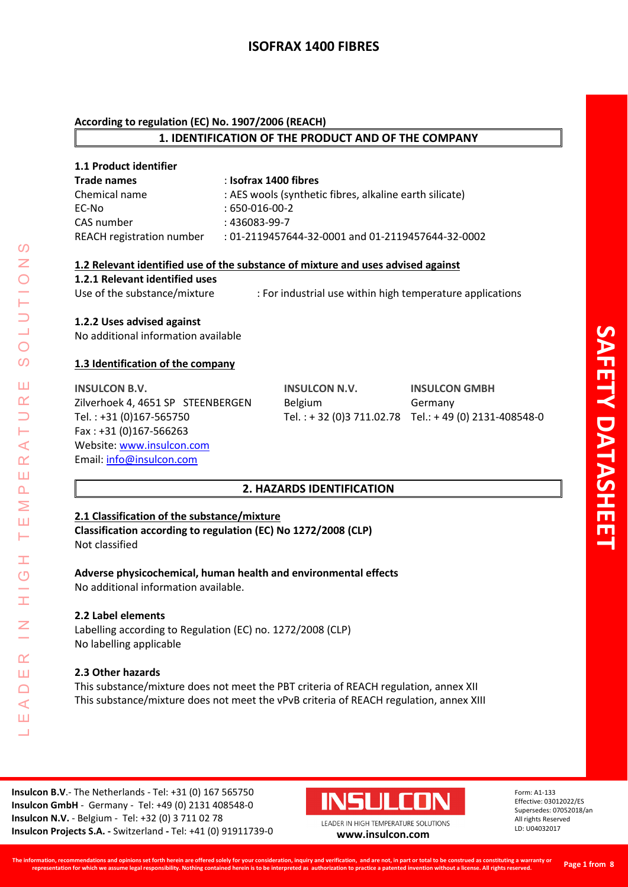# ISOFRAX 1400 FIBRES

**According to regulation (EC) No. 1907/2006 (REACH)**

## 1. IDENTIFICATION OF THE PRODUCT AND OF THE COMPANY

### 1.1 Product identifier

| | |
|---|---|
| **Trade names** | : **Isofrax 1400 fibres** |
| Chemical name | : AES wools (synthetic fibres, alkaline earth silicate) |
| EC-No | : 650-016-00-2 |
| CAS number | : 436083-99-7 |
| REACH registration number | : 01-2119457644-32-0001 and 01-2119457644-32-0002 |

### 1.2 Relevant identified use of the substance of mixture and uses advised against

**1.2.1 Relevant identified uses**

Use of the substance/mixture : For industrial use within high temperature applications

**1.2.2 Uses advised against**

No additional information available

### 1.3 Identification of the company

| **INSULCON B.V.** | **INSULCON N.V.** | **INSULCON GMBH** |
|---|---|---|
| Zilverhoek 4, 4651 SP STEENBERGEN | Belgium | Germany |
| Tel. : +31 (0)167-565750 | Tel. : + 32 (0)3 711.02.78 | Tel.: + 49 (0) 2131-408548-0 |
| Fax : +31 (0)167-566263 | | |
| Website: www.insulcon.com | | |
| Email: info@insulcon.com | | |

## 2. HAZARDS IDENTIFICATION

### 2.1 Classification of the substance/mixture

**Classification according to regulation (EC) No 1272/2008 (CLP)**

Not classified

**Adverse physicochemical, human health and environmental effects**

No additional information available.

### 2.2 Label elements

Labelling according to Regulation (EC) no. 1272/2008 (CLP)

No labelling applicable

### 2.3 Other hazards

This substance/mixture does not meet the PBT criteria of REACH regulation, annex XII

This substance/mixture does not meet the vPvB criteria of REACH regulation, annex XIII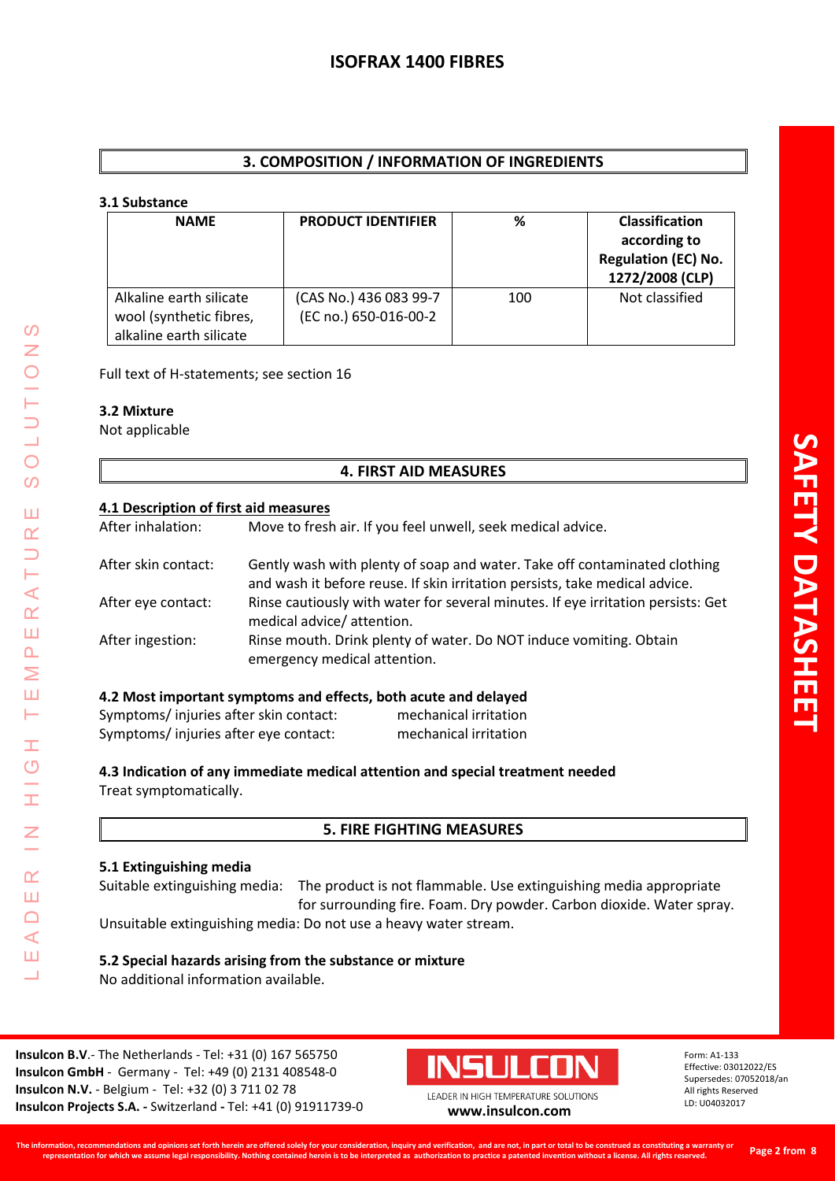## 3. COMPOSITION / INFORMATION OF INGREDIENTS

### 3.1 Substance

| NAME | PRODUCT IDENTIFIER | % | Classification according to Regulation (EC) No. 1272/2008 (CLP) |
|---|---|---|---|
| Alkaline earth silicate wool (synthetic fibres, alkaline earth silicate | (CAS No.) 436 083 99-7 (EC no.) 650-016-00-2 | 100 | Not classified |

Full text of H-statements; see section 16

### 3.2 Mixture

Not applicable

## 4. FIRST AID MEASURES

### 4.1 Description of first aid measures

After inhalation: Move to fresh air. If you feel unwell, seek medical advice.

After skin contact: Gently wash with plenty of soap and water. Take off contaminated clothing and wash it before reuse. If skin irritation persists, take medical advice.

After eye contact: Rinse cautiously with water for several minutes. If eye irritation persists: Get medical advice/ attention.

After ingestion: Rinse mouth. Drink plenty of water. Do NOT induce vomiting. Obtain emergency medical attention.

### 4.2 Most important symptoms and effects, both acute and delayed

Symptoms/ injuries after skin contact: mechanical irritation
Symptoms/ injuries after eye contact: mechanical irritation

### 4.3 Indication of any immediate medical attention and special treatment needed

Treat symptomatically.

## 5. FIRE FIGHTING MEASURES

### 5.1 Extinguishing media

Suitable extinguishing media: The product is not flammable. Use extinguishing media appropriate for surrounding fire. Foam. Dry powder. Carbon dioxide. Water spray.

Unsuitable extinguishing media: Do not use a heavy water stream.

### 5.2 Special hazards arising from the substance or mixture

No additional information available.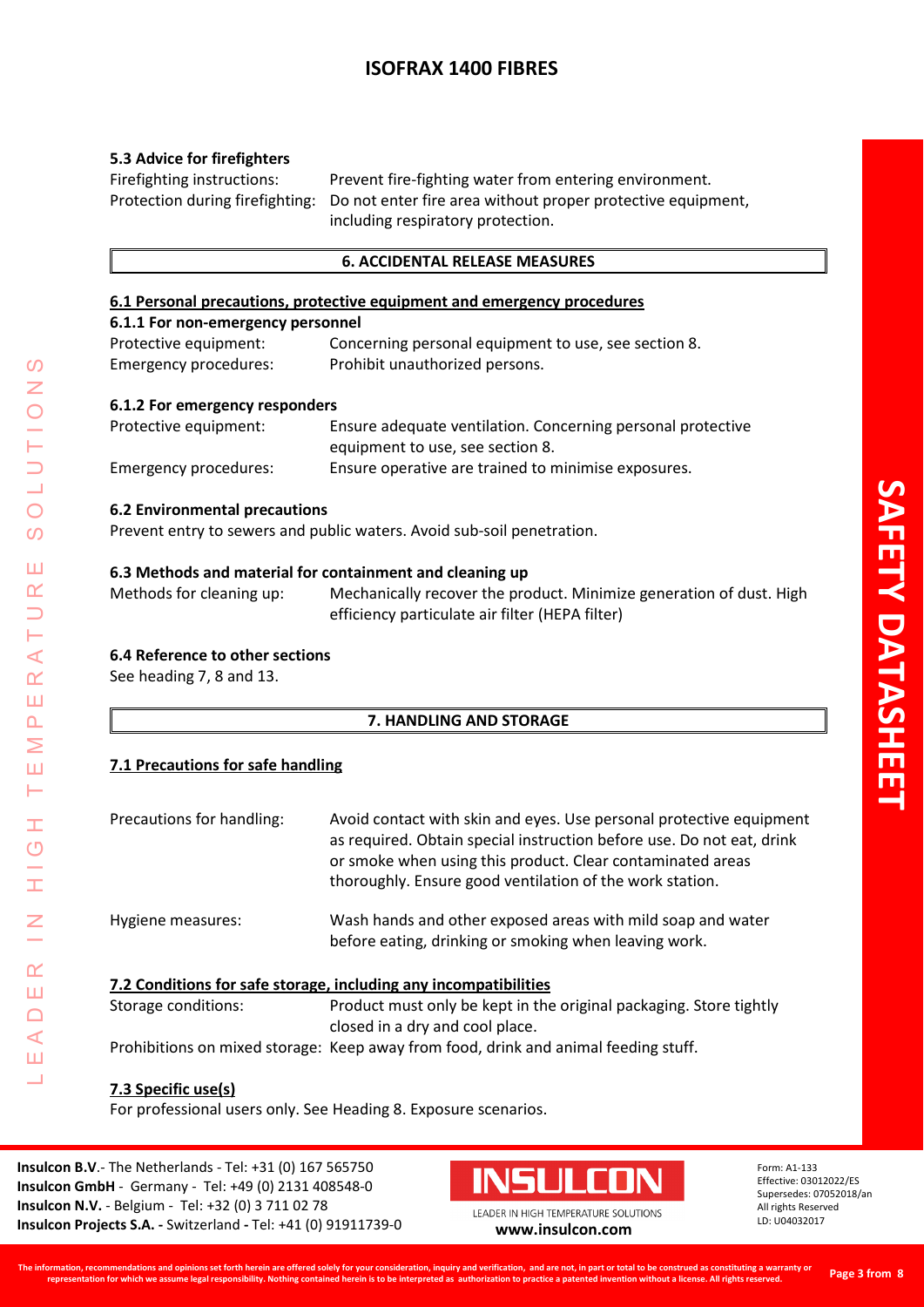### 5.3 Advice for firefighters

| | |
|---|---|
| Firefighting instructions: | Prevent fire-fighting water from entering environment. |
| Protection during firefighting: | Do not enter fire area without proper protective equipment, including respiratory protection. |

## 6. ACCIDENTAL RELEASE MEASURES

### 6.1 Personal precautions, protective equipment and emergency procedures

#### 6.1.1 For non-emergency personnel

| | |
|---|---|
| Protective equipment: | Concerning personal equipment to use, see section 8. |
| Emergency procedures: | Prohibit unauthorized persons. |

#### 6.1.2 For emergency responders

| | |
|---|---|
| Protective equipment: | Ensure adequate ventilation. Concerning personal protective equipment to use, see section 8. |
| Emergency procedures: | Ensure operative are trained to minimise exposures. |

### 6.2 Environmental precautions

Prevent entry to sewers and public waters. Avoid sub-soil penetration.

### 6.3 Methods and material for containment and cleaning up

| | |
|---|---|
| Methods for cleaning up: | Mechanically recover the product. Minimize generation of dust. High efficiency particulate air filter (HEPA filter) |

### 6.4 Reference to other sections

See heading 7, 8 and 13.

## 7. HANDLING AND STORAGE

### 7.1 Precautions for safe handling

| | |
|---|---|
| Precautions for handling: | Avoid contact with skin and eyes. Use personal protective equipment as required. Obtain special instruction before use. Do not eat, drink or smoke when using this product. Clear contaminated areas thoroughly. Ensure good ventilation of the work station. |
| Hygiene measures: | Wash hands and other exposed areas with mild soap and water before eating, drinking or smoking when leaving work. |

### 7.2 Conditions for safe storage, including any incompatibilities

| | |
|---|---|
| Storage conditions: | Product must only be kept in the original packaging. Store tightly closed in a dry and cool place. |
| Prohibitions on mixed storage: | Keep away from food, drink and animal feeding stuff. |

### 7.3 Specific use(s)

For professional users only. See Heading 8. Exposure scenarios.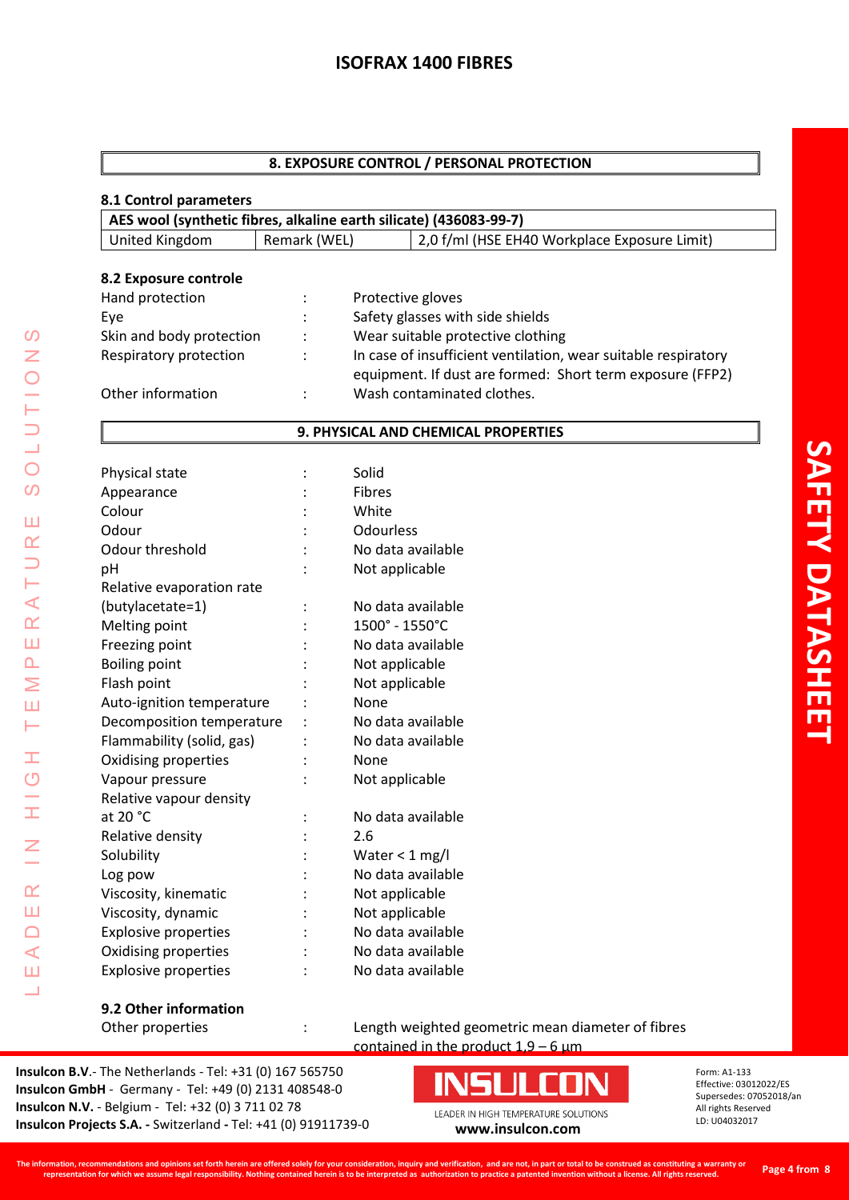## 8. EXPOSURE CONTROL / PERSONAL PROTECTION

### 8.1 Control parameters

| AES wool (synthetic fibres, alkaline earth silicate) (436083-99-7) | | |
|---|---|---|
| United Kingdom | Remark (WEL) | 2,0 f/ml (HSE EH40 Workplace Exposure Limit) |

### 8.2 Exposure controle

| | | |
|---|---|---|
| Hand protection | : | Protective gloves |
| Eye | : | Safety glasses with side shields |
| Skin and body protection | : | Wear suitable protective clothing |
| Respiratory protection | : | In case of insufficient ventilation, wear suitable respiratory equipment. If dust are formed: Short term exposure (FFP2) |
| Other information | : | Wash contaminated clothes. |

## 9. PHYSICAL AND CHEMICAL PROPERTIES

| | | |
|---|---|---|
| Physical state | : | Solid |
| Appearance | : | Fibres |
| Colour | : | White |
| Odour | : | Odourless |
| Odour threshold | : | No data available |
| pH | : | Not applicable |
| Relative evaporation rate (butylacetate=1) | : | No data available |
| Melting point | : | 1500° - 1550°C |
| Freezing point | : | No data available |
| Boiling point | : | Not applicable |
| Flash point | : | Not applicable |
| Auto-ignition temperature | : | None |
| Decomposition temperature | : | No data available |
| Flammability (solid, gas) | : | No data available |
| Oxidising properties | : | None |
| Vapour pressure | : | Not applicable |
| Relative vapour density at 20 °C | : | No data available |
| Relative density | : | 2.6 |
| Solubility | : | Water < 1 mg/l |
| Log pow | : | No data available |
| Viscosity, kinematic | : | Not applicable |
| Viscosity, dynamic | : | Not applicable |
| Explosive properties | : | No data available |
| Oxidising properties | : | No data available |
| Explosive properties | : | No data available |

### 9.2 Other information

| | | |
|---|---|---|
| Other properties | : | Length weighted geometric mean diameter of fibres contained in the product 1,9 – 6 µm |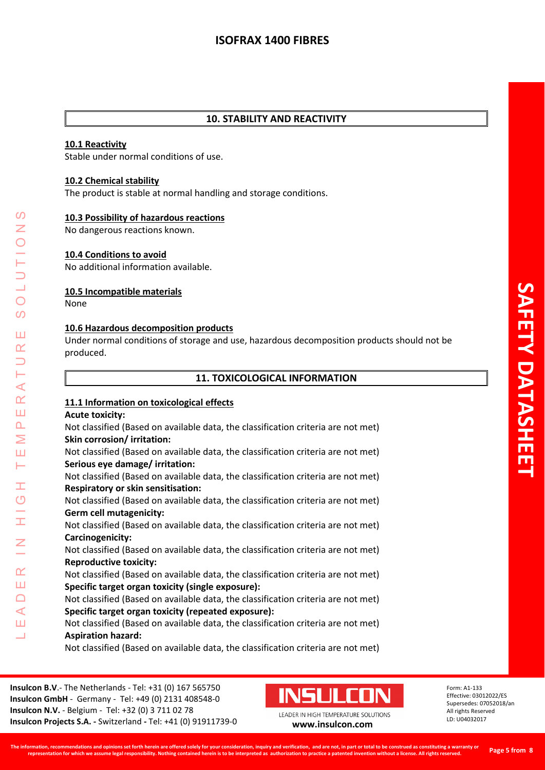## 10. STABILITY AND REACTIVITY

### 10.1 Reactivity

Stable under normal conditions of use.

### 10.2 Chemical stability

The product is stable at normal handling and storage conditions.

### 10.3 Possibility of hazardous reactions

No dangerous reactions known.

### 10.4 Conditions to avoid

No additional information available.

### 10.5 Incompatible materials

None

### 10.6 Hazardous decomposition products

Under normal conditions of storage and use, hazardous decomposition products should not be produced.

## 11. TOXICOLOGICAL INFORMATION

### 11.1 Information on toxicological effects

**Acute toxicity:**
Not classified (Based on available data, the classification criteria are not met)

**Skin corrosion/ irritation:**
Not classified (Based on available data, the classification criteria are not met)

**Serious eye damage/ irritation:**
Not classified (Based on available data, the classification criteria are not met)

**Respiratory or skin sensitisation:**
Not classified (Based on available data, the classification criteria are not met)

**Germ cell mutagenicity:**
Not classified (Based on available data, the classification criteria are not met)

**Carcinogenicity:**
Not classified (Based on available data, the classification criteria are not met)

**Reproductive toxicity:**
Not classified (Based on available data, the classification criteria are not met)

**Specific target organ toxicity (single exposure):**
Not classified (Based on available data, the classification criteria are not met)

**Specific target organ toxicity (repeated exposure):**
Not classified (Based on available data, the classification criteria are not met)

**Aspiration hazard:**
Not classified (Based on available data, the classification criteria are not met)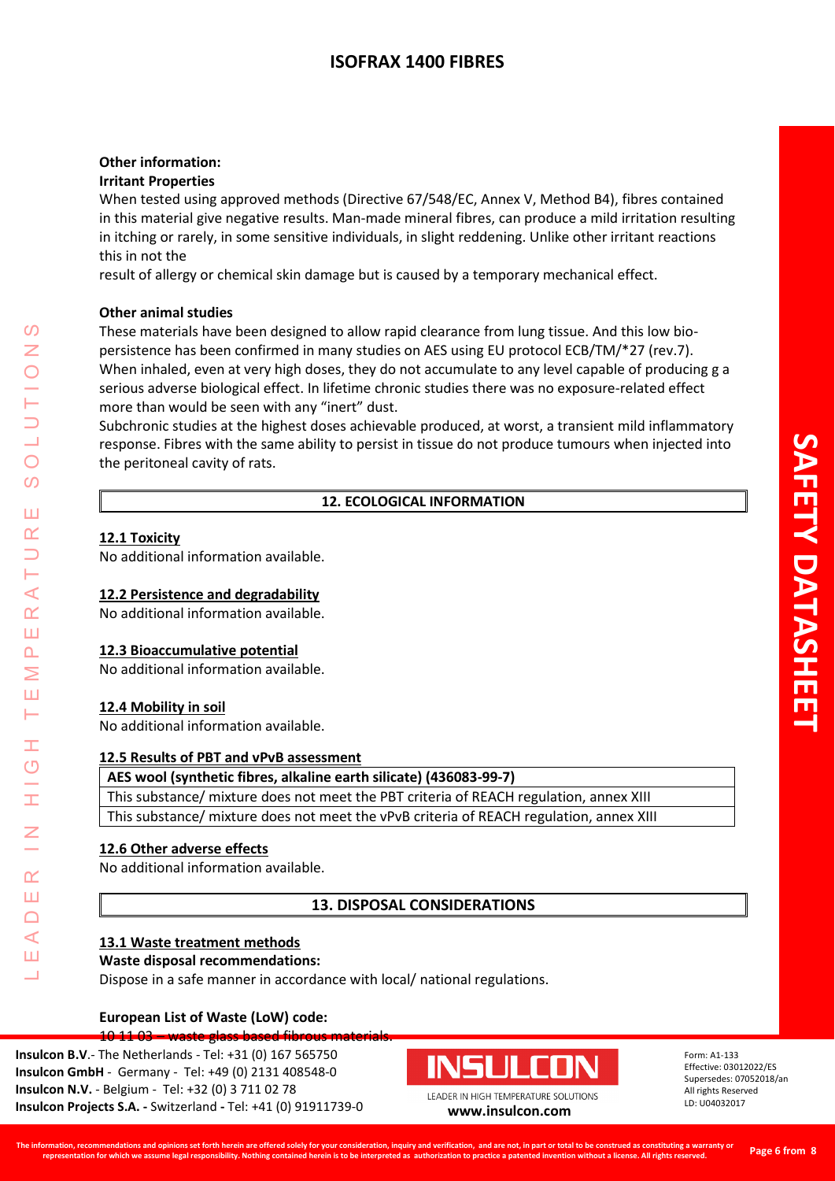**Other information:**

**Irritant Properties**

When tested using approved methods (Directive 67/548/EC, Annex V, Method B4), fibres contained in this material give negative results. Man-made mineral fibres, can produce a mild irritation resulting in itching or rarely, in some sensitive individuals, in slight reddening. Unlike other irritant reactions this in not the

result of allergy or chemical skin damage but is caused by a temporary mechanical effect.

**Other animal studies**

These materials have been designed to allow rapid clearance from lung tissue. And this low bio-persistence has been confirmed in many studies on AES using EU protocol ECB/TM/*27 (rev.7). When inhaled, even at very high doses, they do not accumulate to any level capable of producing g a serious adverse biological effect. In lifetime chronic studies there was no exposure-related effect more than would be seen with any "inert" dust.

Subchronic studies at the highest doses achievable produced, at worst, a transient mild inflammatory response. Fibres with the same ability to persist in tissue do not produce tumours when injected into the peritoneal cavity of rats.

## 12. ECOLOGICAL INFORMATION

**12.1 Toxicity**

No additional information available.

**12.2 Persistence and degradability**

No additional information available.

**12.3 Bioaccumulative potential**

No additional information available.

**12.4 Mobility in soil**

No additional information available.

**12.5 Results of PBT and vPvB assessment**

| AES wool (synthetic fibres, alkaline earth silicate) (436083-99-7) |
|---|
| This substance/ mixture does not meet the PBT criteria of REACH regulation, annex XIII |
| This substance/ mixture does not meet the vPvB criteria of REACH regulation, annex XIII |

**12.6 Other adverse effects**

No additional information available.

## 13. DISPOSAL CONSIDERATIONS

**13.1 Waste treatment methods**

**Waste disposal recommendations:**

Dispose in a safe manner in accordance with local/ national regulations.

**European List of Waste (LoW) code:**

~~10 11 03 – waste glass based fibrous materials.~~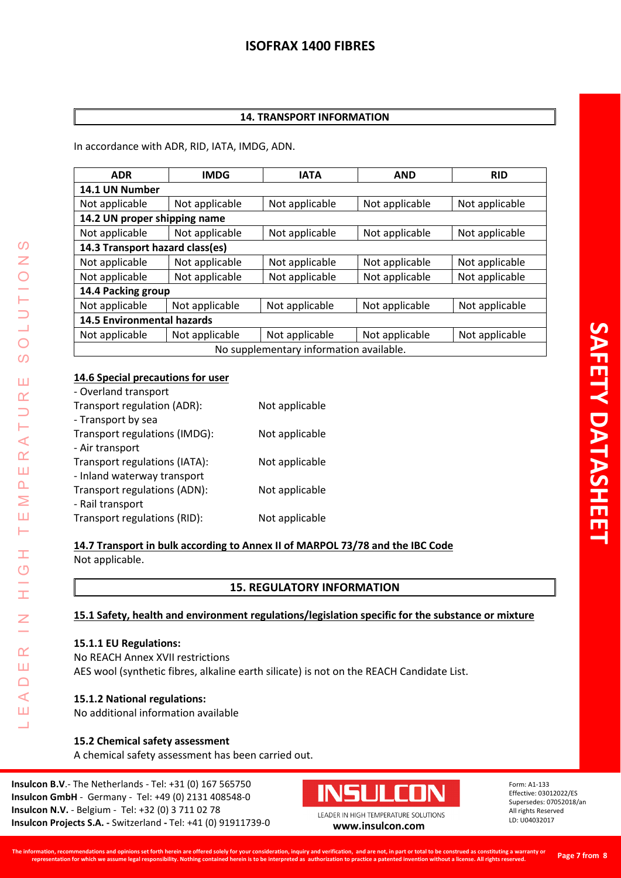## 14. TRANSPORT INFORMATION

In accordance with ADR, RID, IATA, IMDG, ADN.

| ADR | IMDG | IATA | AND | RID |
|---|---|---|---|---|
| **14.1 UN Number** | | | | |
| Not applicable | Not applicable | Not applicable | Not applicable | Not applicable |
| **14.2 UN proper shipping name** | | | | |
| Not applicable | Not applicable | Not applicable | Not applicable | Not applicable |
| **14.3 Transport hazard class(es)** | | | | |
| Not applicable | Not applicable | Not applicable | Not applicable | Not applicable |
| Not applicable | Not applicable | Not applicable | Not applicable | Not applicable |
| **14.4 Packing group** | | | | |
| Not applicable | Not applicable | Not applicable | Not applicable | Not applicable |
| **14.5 Environmental hazards** | | | | |
| Not applicable | Not applicable | Not applicable | Not applicable | Not applicable |
| No supplementary information available. | | | | |

### 14.6 Special precautions for user

- Overland transport

Transport regulation (ADR): Not applicable

- Transport by sea

Transport regulations (IMDG): Not applicable

- Air transport

Transport regulations (IATA): Not applicable

- Inland waterway transport

Transport regulations (ADN): Not applicable

- Rail transport

Transport regulations (RID): Not applicable

### 14.7 Transport in bulk according to Annex II of MARPOL 73/78 and the IBC Code

Not applicable.

## 15. REGULATORY INFORMATION

### 15.1 Safety, health and environment regulations/legislation specific for the substance or mixture

#### 15.1.1 EU Regulations:

No REACH Annex XVII restrictions

AES wool (synthetic fibres, alkaline earth silicate) is not on the REACH Candidate List.

#### 15.1.2 National regulations:

No additional information available

### 15.2 Chemical safety assessment

A chemical safety assessment has been carried out.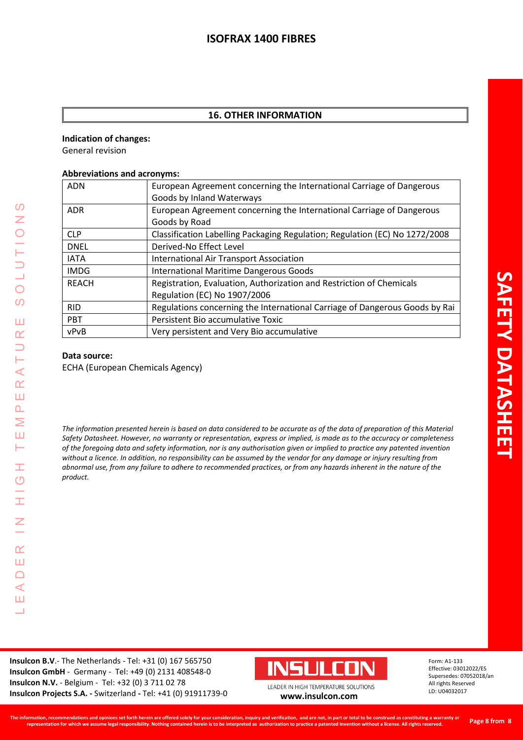## 16. OTHER INFORMATION

**Indication of changes:**
General revision

**Abbreviations and acronyms:**

| | |
|---|---|
| ADN | European Agreement concerning the International Carriage of Dangerous Goods by Inland Waterways |
| ADR | European Agreement concerning the International Carriage of Dangerous Goods by Road |
| CLP | Classification Labelling Packaging Regulation; Regulation (EC) No 1272/2008 |
| DNEL | Derived-No Effect Level |
| IATA | International Air Transport Association |
| IMDG | International Maritime Dangerous Goods |
| REACH | Registration, Evaluation, Authorization and Restriction of Chemicals Regulation (EC) No 1907/2006 |
| RID | Regulations concerning the International Carriage of Dangerous Goods by Rai |
| PBT | Persistent Bio accumulative Toxic |
| vPvB | Very persistent and Very Bio accumulative |

**Data source:**
ECHA (European Chemicals Agency)

*The information presented herein is based on data considered to be accurate as of the data of preparation of this Material Safety Datasheet. However, no warranty or representation, express or implied, is made as to the accuracy or completeness of the foregoing data and safety information, nor is any authorisation given or implied to practice any patented invention without a licence. In addition, no responsibility can be assumed by the vendor for any damage or injury resulting from abnormal use, from any failure to adhere to recommended practices, or from any hazards inherent in the nature of the product.*